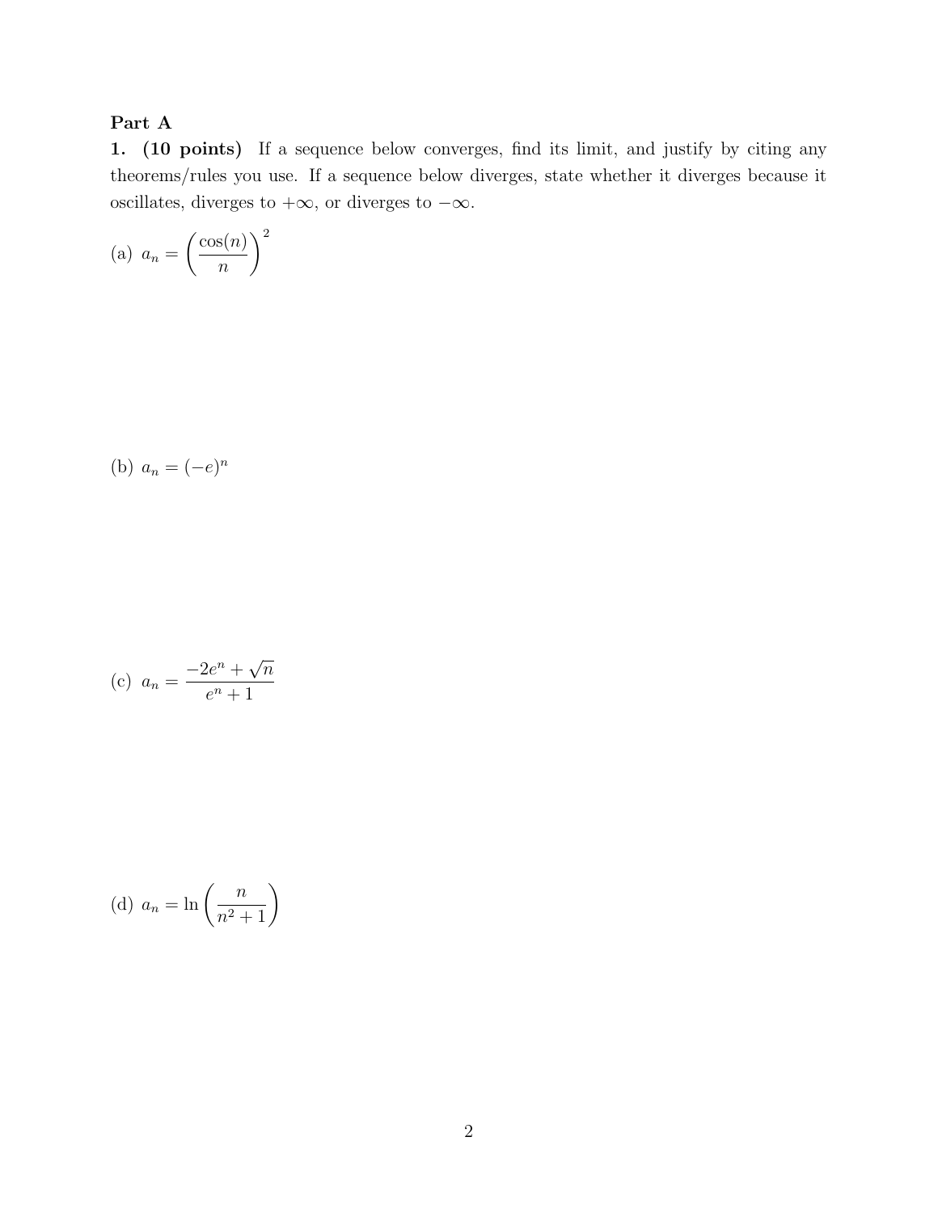**Part A**

**1. (10 points)** If a sequence below converges, find its limit, and justify by citing any theorems/rules you use. If a sequence below diverges, state whether it diverges because it oscillates, diverges to $+\infty$, or diverges to $-\infty$.

(a) $a_n = \left(\dfrac{\cos(n)}{n}\right)^2$

(b) $a_n = (-e)^n$

(c) $a_n = \dfrac{-2e^n + \sqrt{n}}{e^n + 1}$

(d) $a_n = \ln\left(\dfrac{n}{n^2+1}\right)$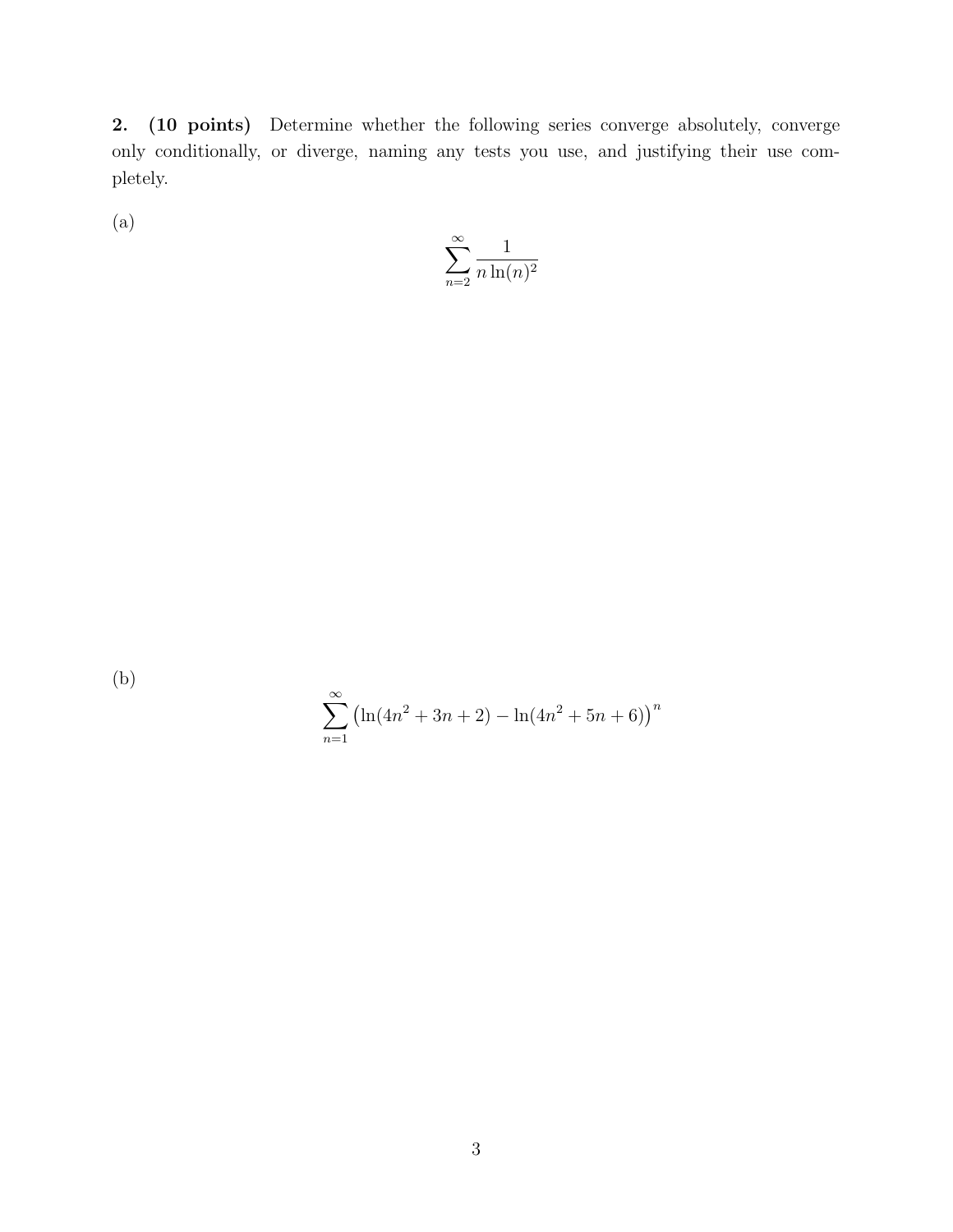**2. (10 points)** Determine whether the following series converge absolutely, converge only conditionally, or diverge, naming any tests you use, and justifying their use completely.

(a)

$$\sum_{n=2}^{\infty} \frac{1}{n \ln(n)^2}$$

(b)

$$\sum_{n=1}^{\infty} \left(\ln(4n^2 + 3n + 2) - \ln(4n^2 + 5n + 6)\right)^n$$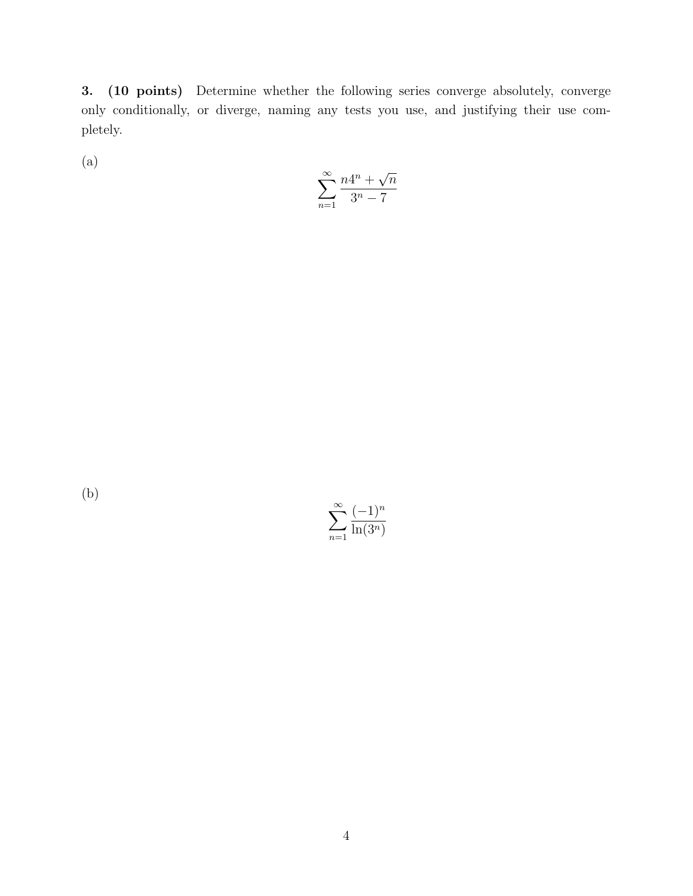**3. (10 points)** Determine whether the following series converge absolutely, converge only conditionally, or diverge, naming any tests you use, and justifying their use completely.

(a)

$$\sum_{n=1}^{\infty} \frac{n4^n + \sqrt{n}}{3^n - 7}$$

(b)

$$\sum_{n=1}^{\infty} \frac{(-1)^n}{\ln(3^n)}$$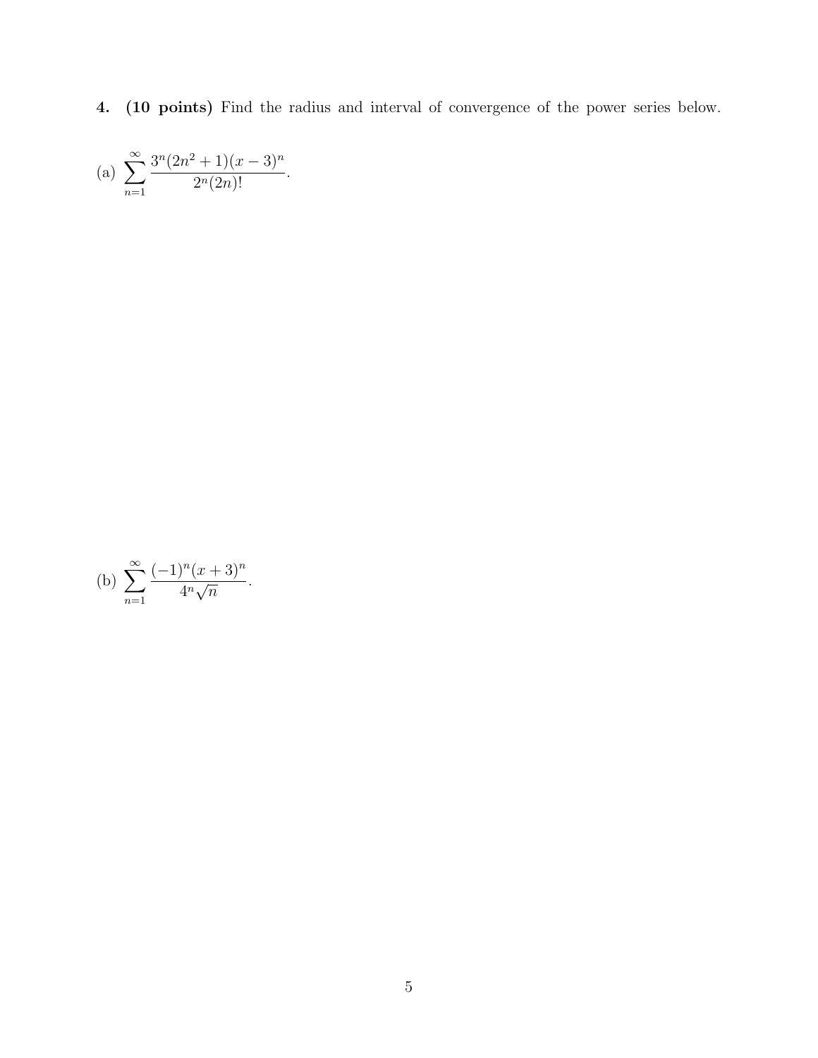**4. (10 points)** Find the radius and interval of convergence of the power series below.

(a) $\displaystyle\sum_{n=1}^{\infty} \frac{3^n(2n^2+1)(x-3)^n}{2^n(2n)!}$.

(b) $\displaystyle\sum_{n=1}^{\infty} \frac{(-1)^n(x+3)^n}{4^n\sqrt{n}}$.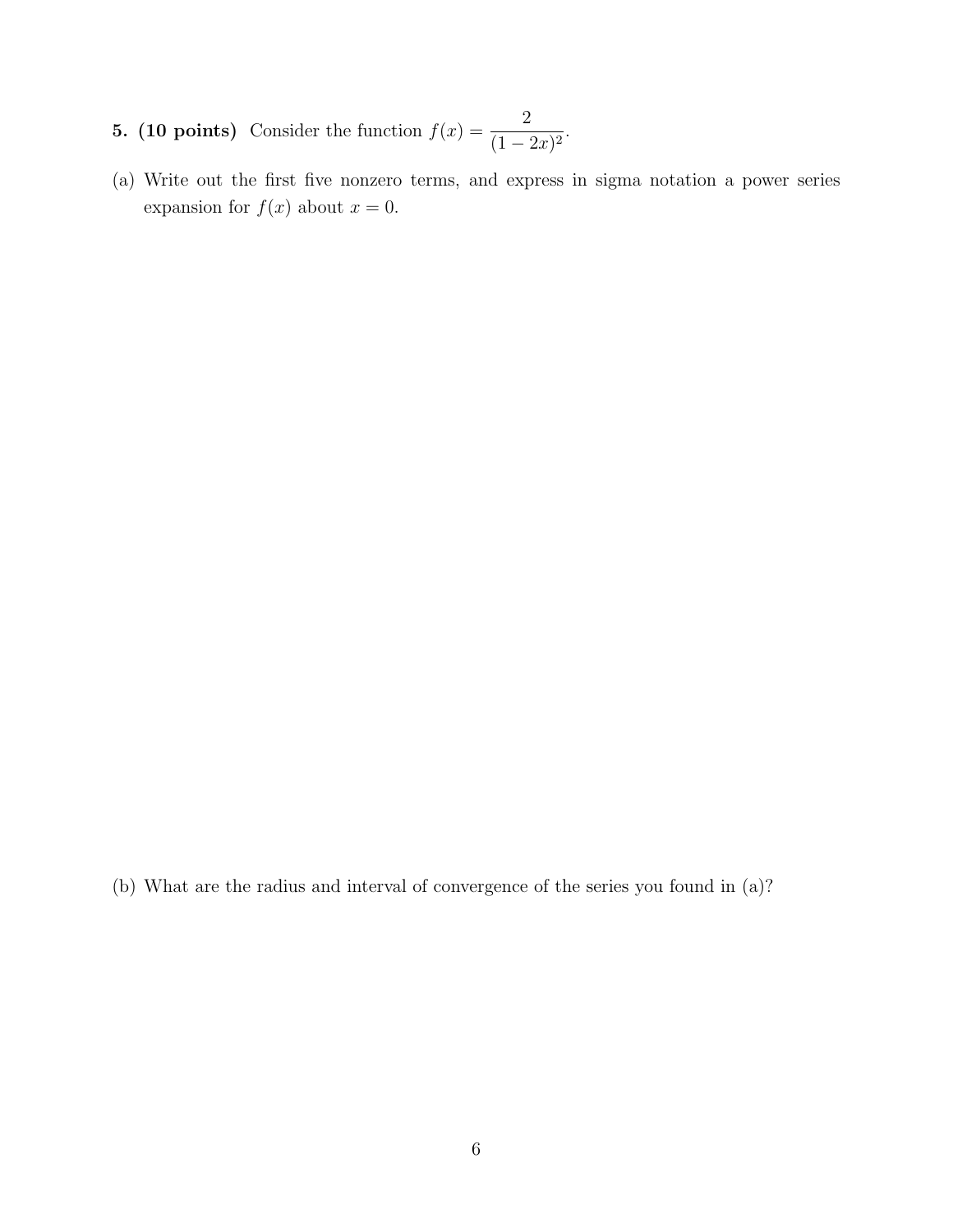**5. (10 points)** Consider the function $f(x) = \dfrac{2}{(1-2x)^2}$.

(a) Write out the first five nonzero terms, and express in sigma notation a power series expansion for $f(x)$ about $x = 0$.

(b) What are the radius and interval of convergence of the series you found in (a)?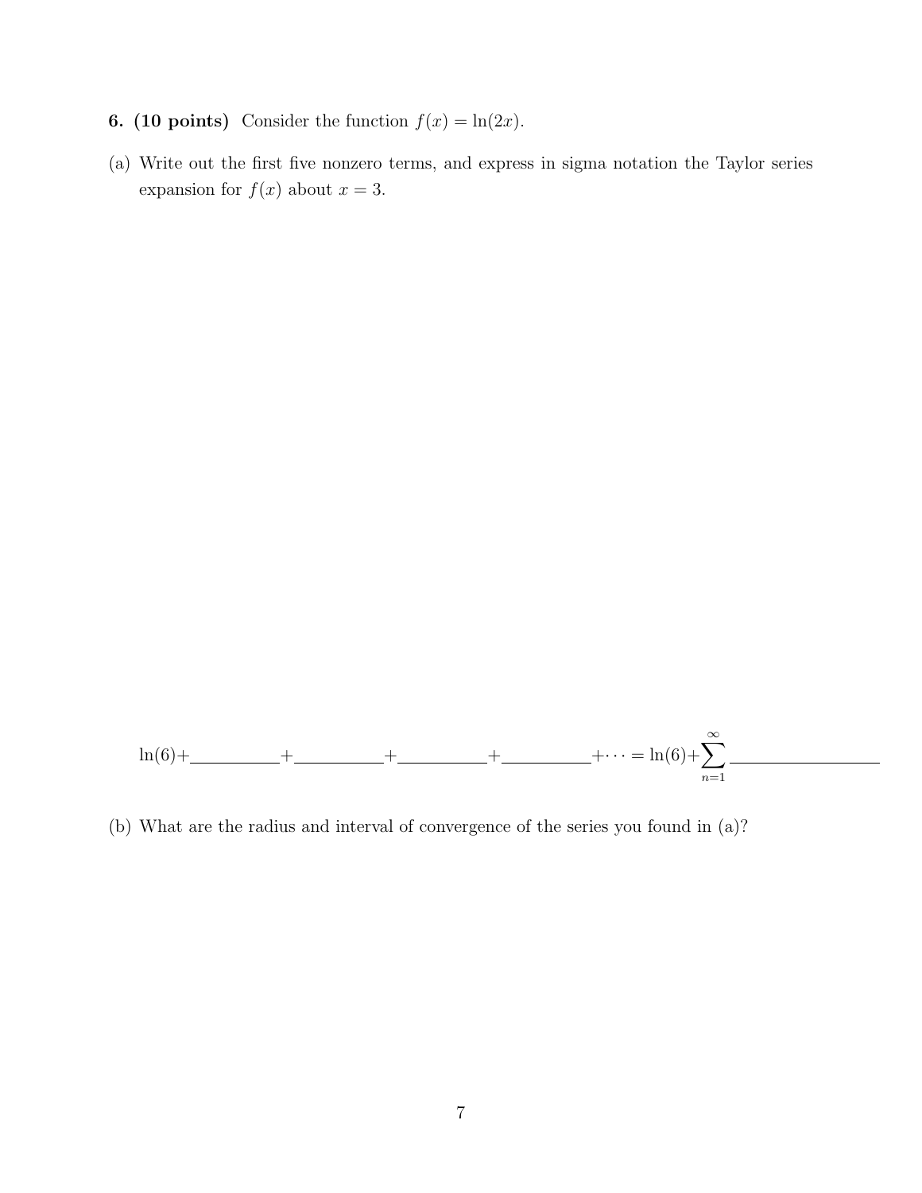**6. (10 points)** Consider the function $f(x) = \ln(2x)$.

(a) Write out the first five nonzero terms, and express in sigma notation the Taylor series expansion for $f(x)$ about $x = 3$.

$$\ln(6) + \underline{\hspace{2cm}} + \underline{\hspace{2cm}} + \underline{\hspace{2cm}} + \underline{\hspace{2cm}} + \cdots = \ln(6) + \sum_{n=1}^{\infty} \underline{\hspace{3cm}}$$

(b) What are the radius and interval of convergence of the series you found in (a)?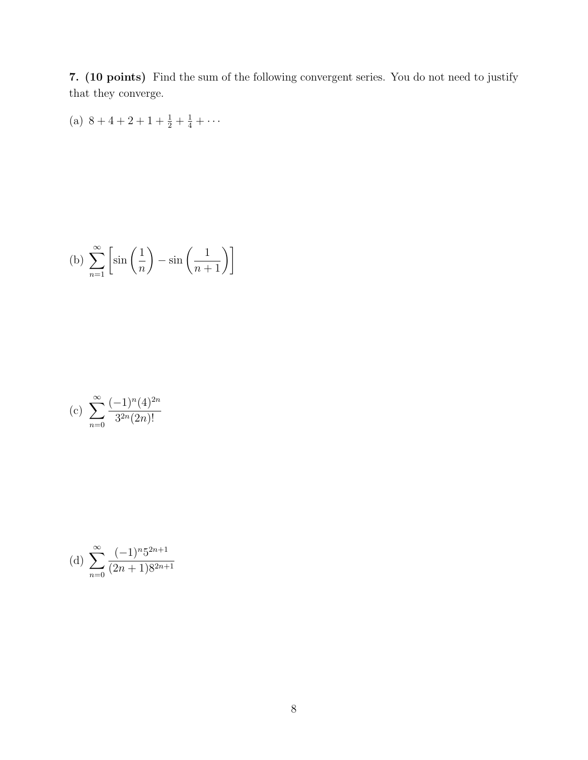**7. (10 points)** Find the sum of the following convergent series. You do not need to justify that they converge.

(a) $8 + 4 + 2 + 1 + \frac{1}{2} + \frac{1}{4} + \cdots$

(b) $\displaystyle\sum_{n=1}^{\infty} \left[ \sin\left(\frac{1}{n}\right) - \sin\left(\frac{1}{n+1}\right) \right]$

(c) $\displaystyle\sum_{n=0}^{\infty} \frac{(-1)^n (4)^{2n}}{3^{2n}(2n)!}$

(d) $\displaystyle\sum_{n=0}^{\infty} \frac{(-1)^n 5^{2n+1}}{(2n+1)8^{2n+1}}$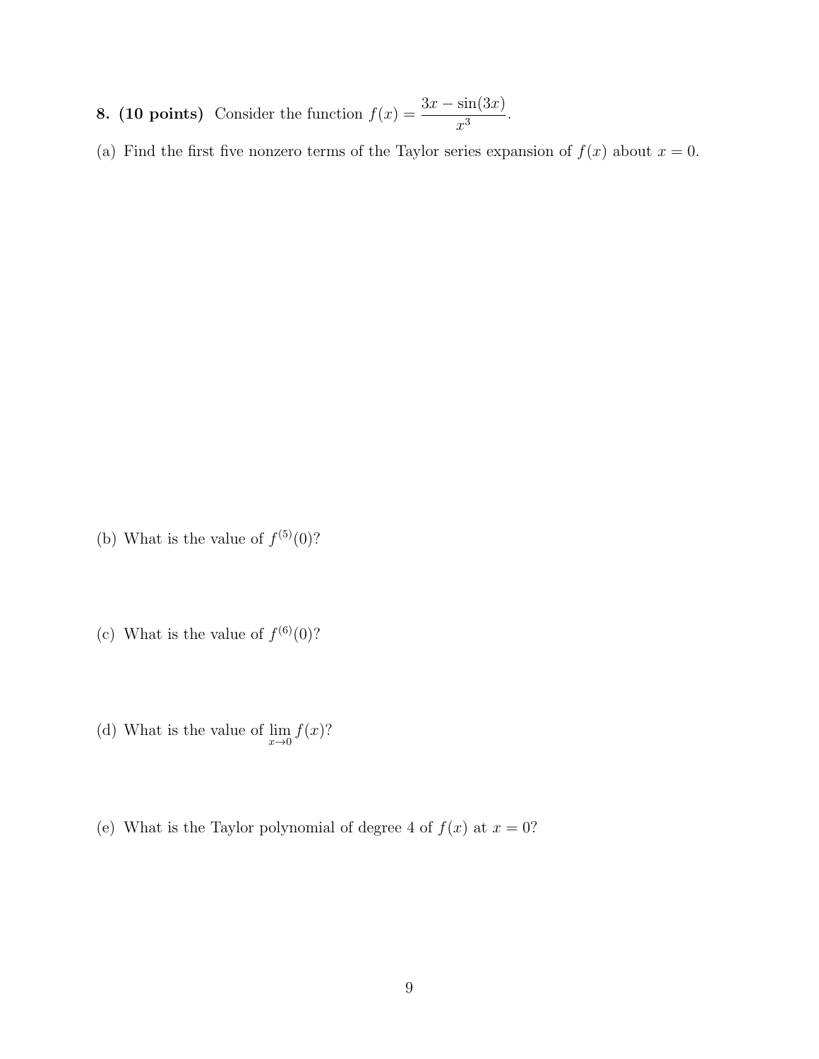**8. (10 points)** Consider the function $f(x) = \dfrac{3x - \sin(3x)}{x^3}$.

(a) Find the first five nonzero terms of the Taylor series expansion of $f(x)$ about $x = 0$.

(b) What is the value of $f^{(5)}(0)$?

(c) What is the value of $f^{(6)}(0)$?

(d) What is the value of $\lim_{x \to 0} f(x)$?

(e) What is the Taylor polynomial of degree 4 of $f(x)$ at $x = 0$?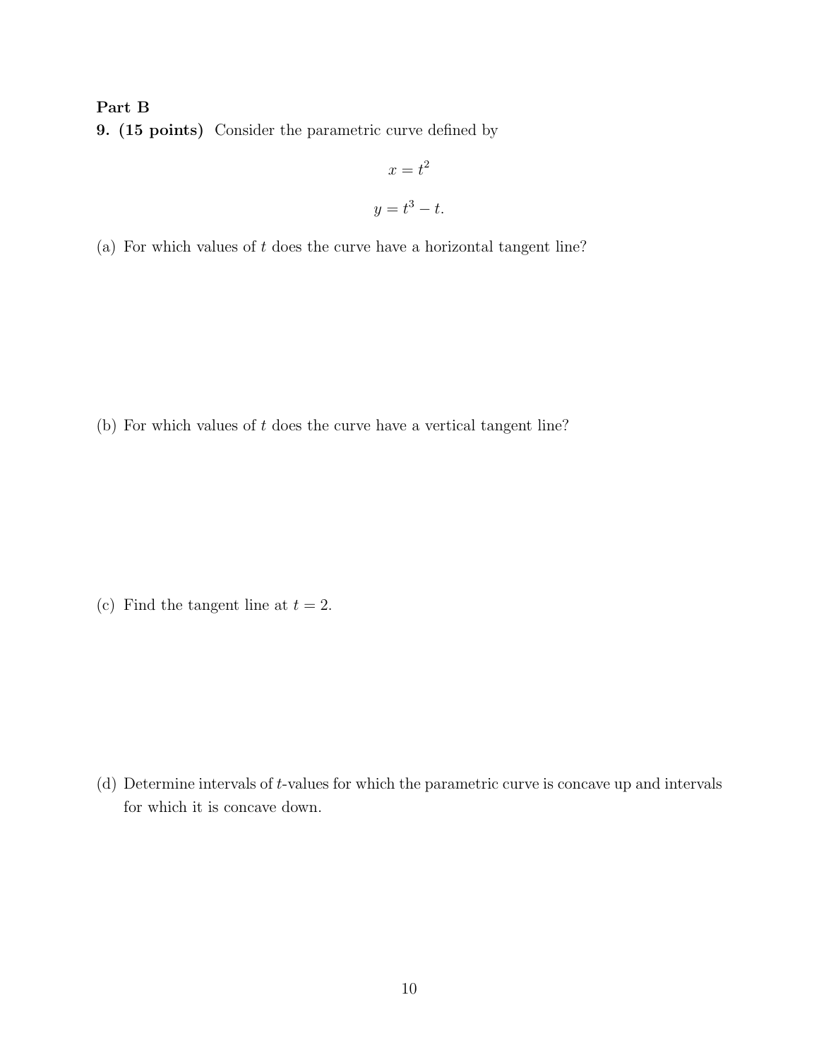**Part B**

**9. (15 points)** Consider the parametric curve defined by

$$x = t^2$$

$$y = t^3 - t.$$

(a) For which values of $t$ does the curve have a horizontal tangent line?

(b) For which values of $t$ does the curve have a vertical tangent line?

(c) Find the tangent line at $t = 2$.

(d) Determine intervals of $t$-values for which the parametric curve is concave up and intervals for which it is concave down.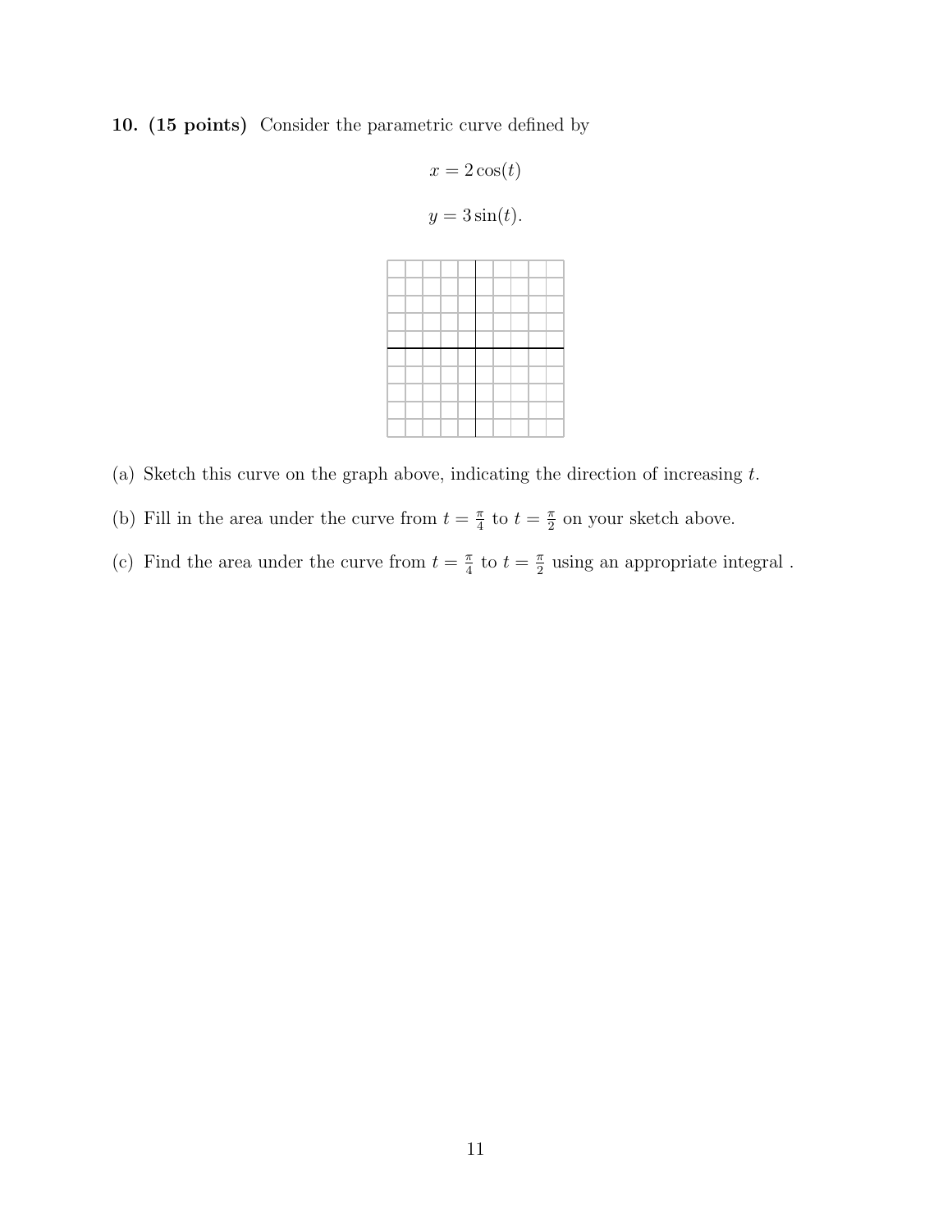**10. (15 points)** Consider the parametric curve defined by

$$x = 2\cos(t)$$

$$y = 3\sin(t).$$

(a) Sketch this curve on the graph above, indicating the direction of increasing $t$.

(b) Fill in the area under the curve from $t = \frac{\pi}{4}$ to $t = \frac{\pi}{2}$ on your sketch above.

(c) Find the area under the curve from $t = \frac{\pi}{4}$ to $t = \frac{\pi}{2}$ using an appropriate integral .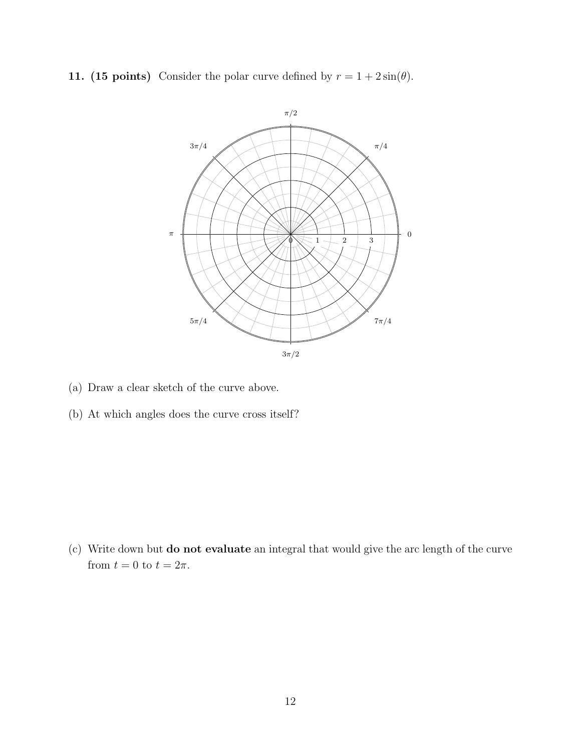**11. (15 points)** Consider the polar curve defined by $r = 1 + 2\sin(\theta)$.

(a) Draw a clear sketch of the curve above.

(b) At which angles does the curve cross itself?

(c) Write down but **do not evaluate** an integral that would give the arc length of the curve from $t = 0$ to $t = 2\pi$.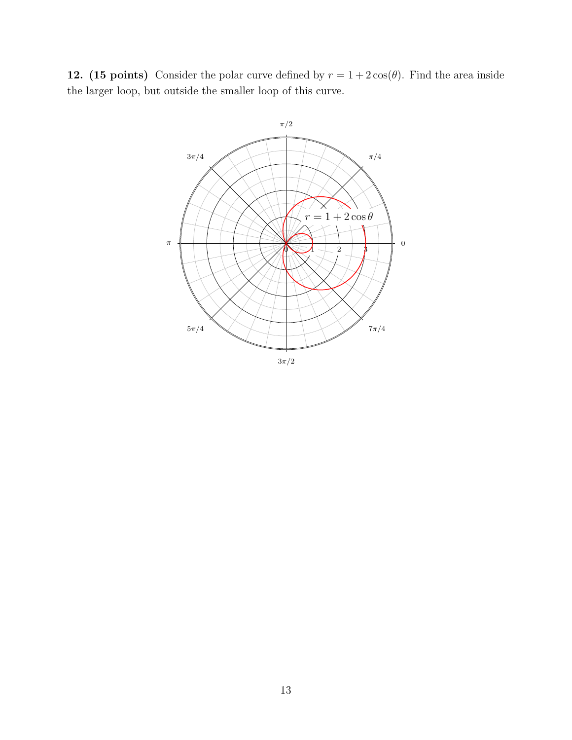**12. (15 points)** Consider the polar curve defined by $r = 1 + 2\cos(\theta)$. Find the area inside the larger loop, but outside the smaller loop of this curve.

$\pi/2$

$3\pi/4$

$\pi/4$

$r = 1 + 2\cos\theta$

$\pi$

0

0

1

2

3

$5\pi/4$

$7\pi/4$

$3\pi/2$